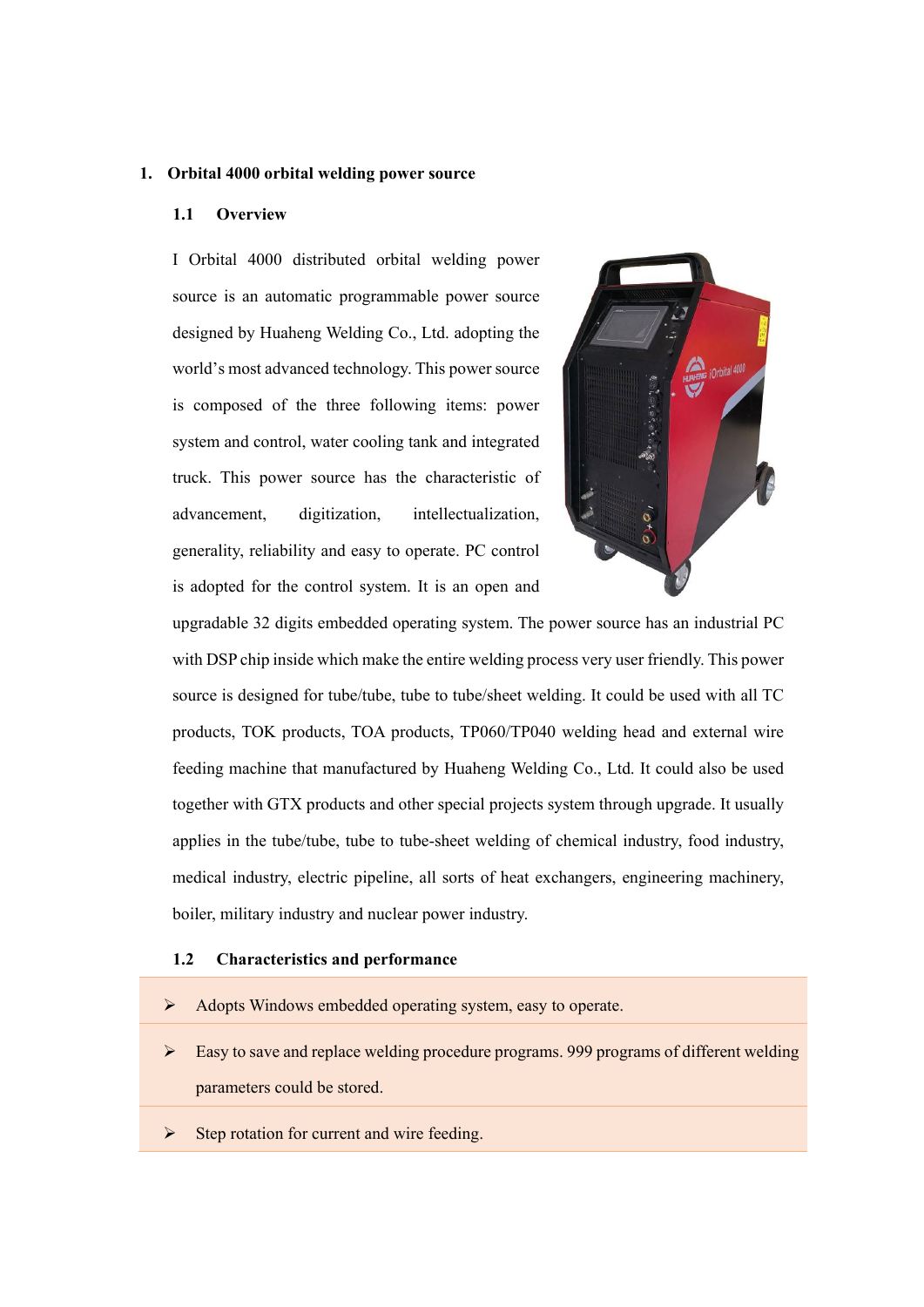# 1. Orbital 4000 orbital welding power source

## 1.1 Overview

I Orbital 4000 distributed orbital welding power source is an automatic programmable power source designed by Huaheng Welding Co., Ltd. adopting the world's most advanced technology. This power source is composed of the three following items: power system and control, water cooling tank and integrated truck. This power source has the characteristic of advancement, digitization, intellectualization, generality, reliability and easy to operate. PC control is adopted for the control system. It is an open and upgradable 32 digits embedded operating system. The power source has an industrial PC with DSP chip inside which make the entire welding process very user friendly. This power source is designed for tube/tube, tube to tube/sheet welding. It could be used with all TC products, TOK products, TOA products, TP060/TP040 welding head and external wire feeding machine that manufactured by Huaheng Welding Co., Ltd. It could also be used together with GTX products and other special projects system through upgrade. It usually applies in the tube/tube, tube to tube-sheet welding of chemical industry, food industry, medical industry, electric pipeline, all sorts of heat exchangers, engineering machinery, boiler, military industry and nuclear power industry.

## 1.2 Characteristics and performance

- Adopts Windows embedded operating system, easy to operate.
- Easy to save and replace welding procedure programs. 999 programs of different welding parameters could be stored.
- Step rotation for current and wire feeding.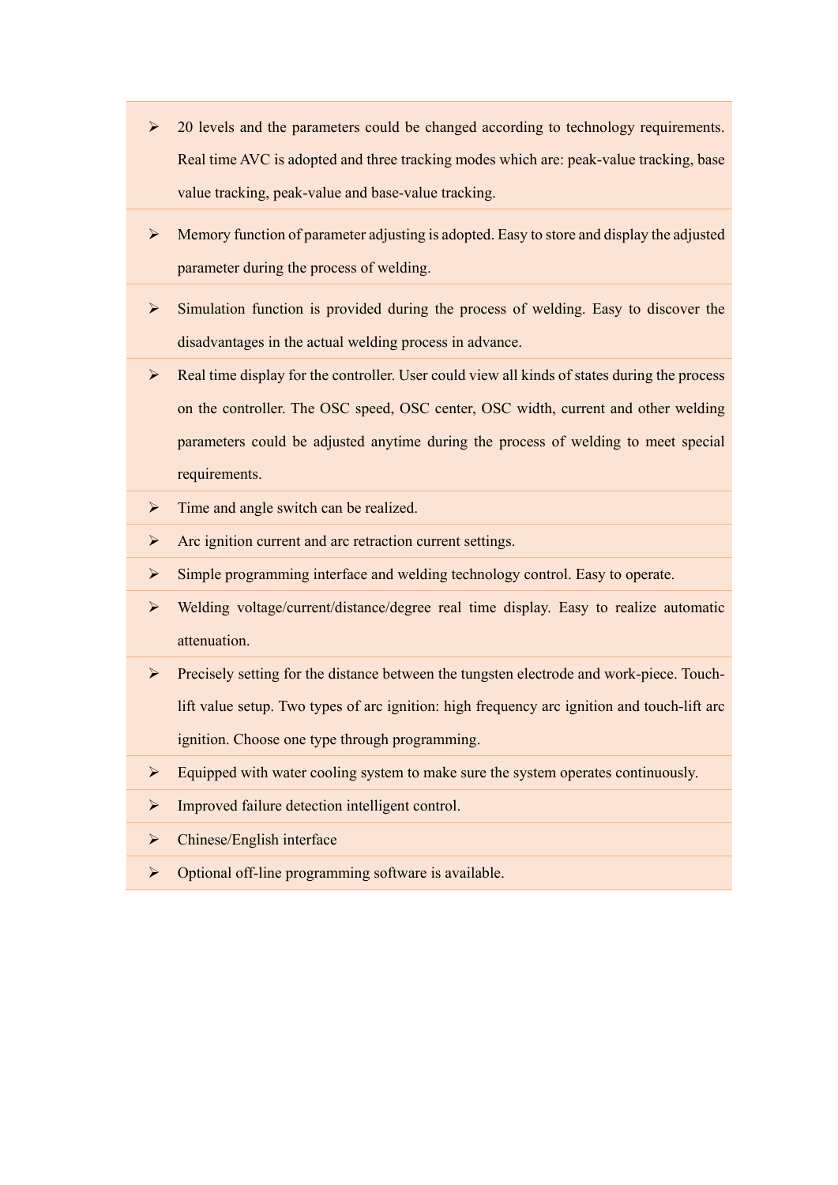- 20 levels and the parameters could be changed according to technology requirements. Real time AVC is adopted and three tracking modes which are: peak-value tracking, base value tracking, peak-value and base-value tracking.
- Memory function of parameter adjusting is adopted. Easy to store and display the adjusted parameter during the process of welding.
- Simulation function is provided during the process of welding. Easy to discover the disadvantages in the actual welding process in advance.
- Real time display for the controller. User could view all kinds of states during the process on the controller. The OSC speed, OSC center, OSC width, current and other welding parameters could be adjusted anytime during the process of welding to meet special requirements.
- Time and angle switch can be realized.
- Arc ignition current and arc retraction current settings.
- Simple programming interface and welding technology control. Easy to operate.
- Welding voltage/current/distance/degree real time display. Easy to realize automatic attenuation.
- Precisely setting for the distance between the tungsten electrode and work-piece. Touch-lift value setup. Two types of arc ignition: high frequency arc ignition and touch-lift arc ignition. Choose one type through programming.
- Equipped with water cooling system to make sure the system operates continuously.
- Improved failure detection intelligent control.
- Chinese/English interface
- Optional off-line programming software is available.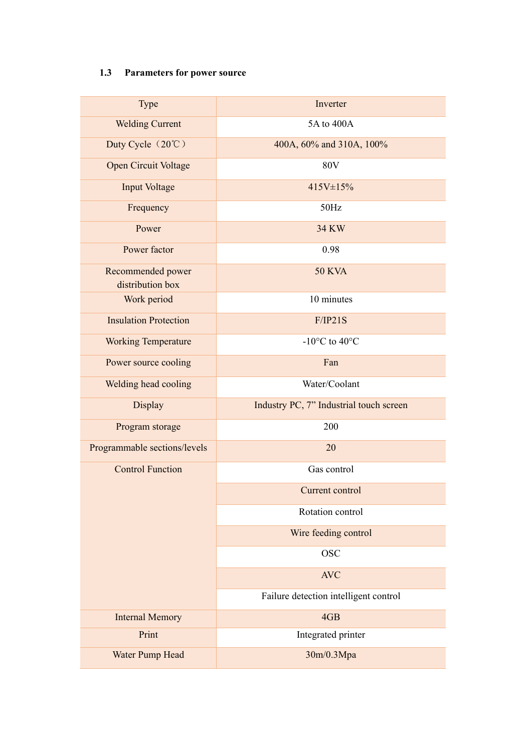### 1.3 Parameters for power source

| Type | Inverter |
|---|---|
| Welding Current | 5A to 400A |
| Duty Cycle（20℃） | 400A, 60% and 310A, 100% |
| Open Circuit Voltage | 80V |
| Input Voltage | 415V±15% |
| Frequency | 50Hz |
| Power | 34 KW |
| Power factor | 0.98 |
| Recommended power distribution box | 50 KVA |
| Work period | 10 minutes |
| Insulation Protection | F/IP21S |
| Working Temperature | -10°C to 40°C |
| Power source cooling | Fan |
| Welding head cooling | Water/Coolant |
| Display | Industry PC, 7" Industrial touch screen |
| Program storage | 200 |
| Programmable sections/levels | 20 |
| Control Function | Gas control |
| | Current control |
| | Rotation control |
| | Wire feeding control |
| | OSC |
| | AVC |
| | Failure detection intelligent control |
| Internal Memory | 4GB |
| Print | Integrated printer |
| Water Pump Head | 30m/0.3Mpa |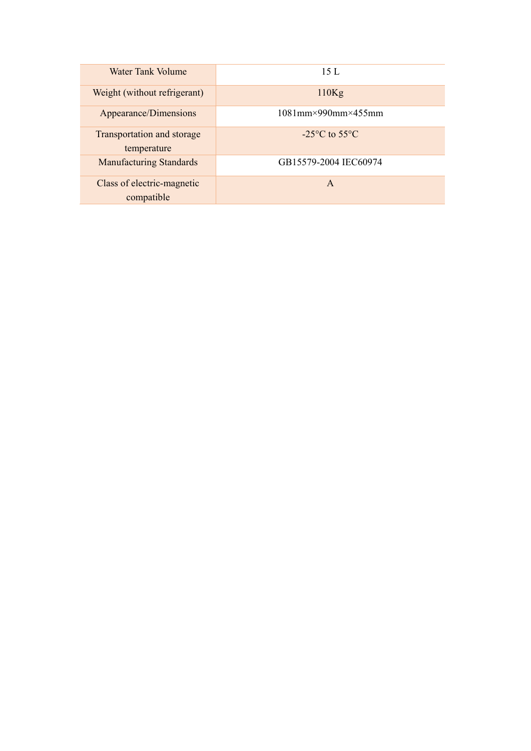| | |
|---|---|
| Water Tank Volume | 15 L |
| Weight (without refrigerant) | 110Kg |
| Appearance/Dimensions | 1081mm×990mm×455mm |
| Transportation and storage temperature | -25°C to 55°C |
| Manufacturing Standards | GB15579-2004 IEC60974 |
| Class of electric-magnetic compatible | A |